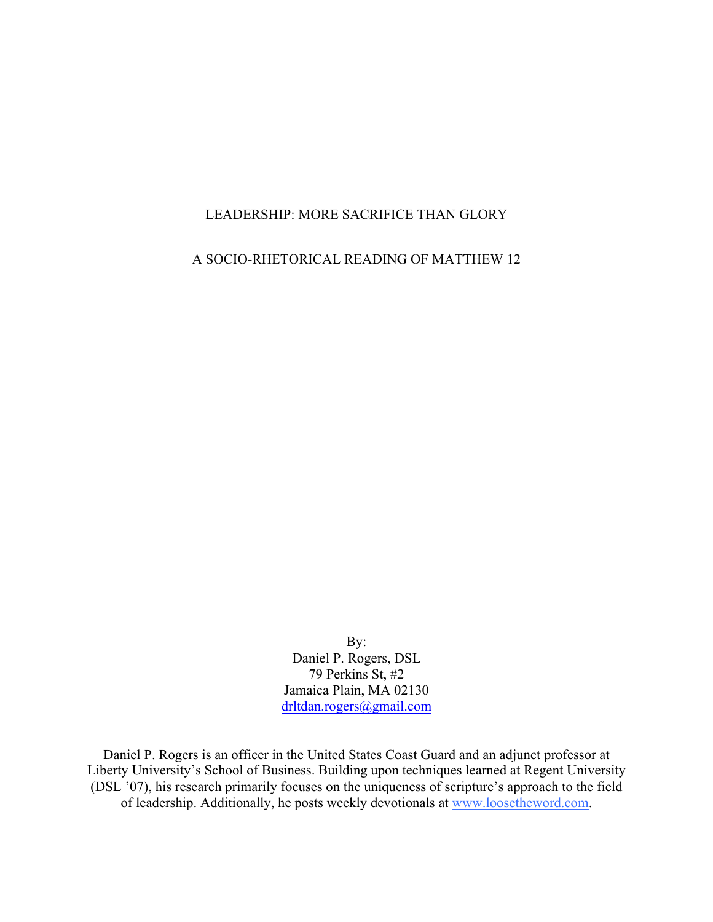# LEADERSHIP: MORE SACRIFICE THAN GLORY

## A SOCIO-RHETORICAL READING OF MATTHEW 12

By:
Daniel P. Rogers, DSL
79 Perkins St, #2
Jamaica Plain, MA 02130
drltdan.rogers@gmail.com

Daniel P. Rogers is an officer in the United States Coast Guard and an adjunct professor at Liberty University's School of Business. Building upon techniques learned at Regent University (DSL '07), his research primarily focuses on the uniqueness of scripture's approach to the field of leadership. Additionally, he posts weekly devotionals at www.loosetheword.com.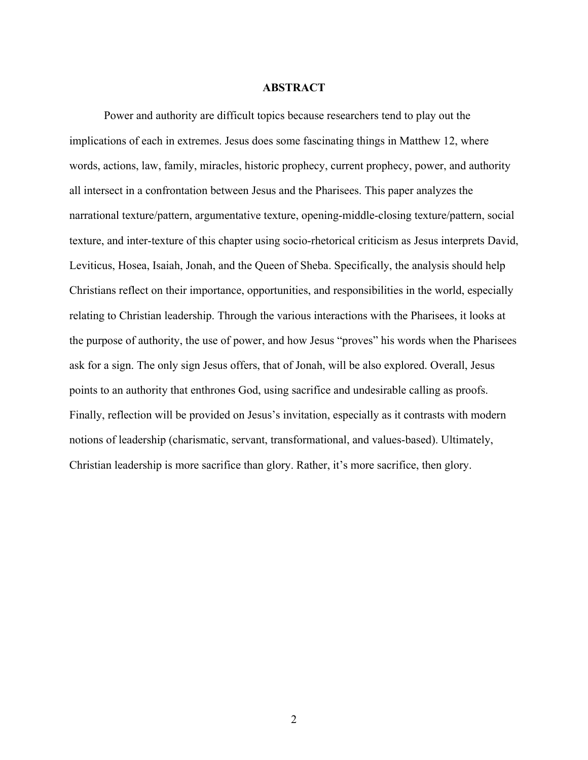## ABSTRACT

Power and authority are difficult topics because researchers tend to play out the implications of each in extremes. Jesus does some fascinating things in Matthew 12, where words, actions, law, family, miracles, historic prophecy, current prophecy, power, and authority all intersect in a confrontation between Jesus and the Pharisees. This paper analyzes the narrational texture/pattern, argumentative texture, opening-middle-closing texture/pattern, social texture, and inter-texture of this chapter using socio-rhetorical criticism as Jesus interprets David, Leviticus, Hosea, Isaiah, Jonah, and the Queen of Sheba. Specifically, the analysis should help Christians reflect on their importance, opportunities, and responsibilities in the world, especially relating to Christian leadership. Through the various interactions with the Pharisees, it looks at the purpose of authority, the use of power, and how Jesus "proves" his words when the Pharisees ask for a sign. The only sign Jesus offers, that of Jonah, will be also explored. Overall, Jesus points to an authority that enthrones God, using sacrifice and undesirable calling as proofs. Finally, reflection will be provided on Jesus's invitation, especially as it contrasts with modern notions of leadership (charismatic, servant, transformational, and values-based). Ultimately, Christian leadership is more sacrifice than glory. Rather, it's more sacrifice, then glory.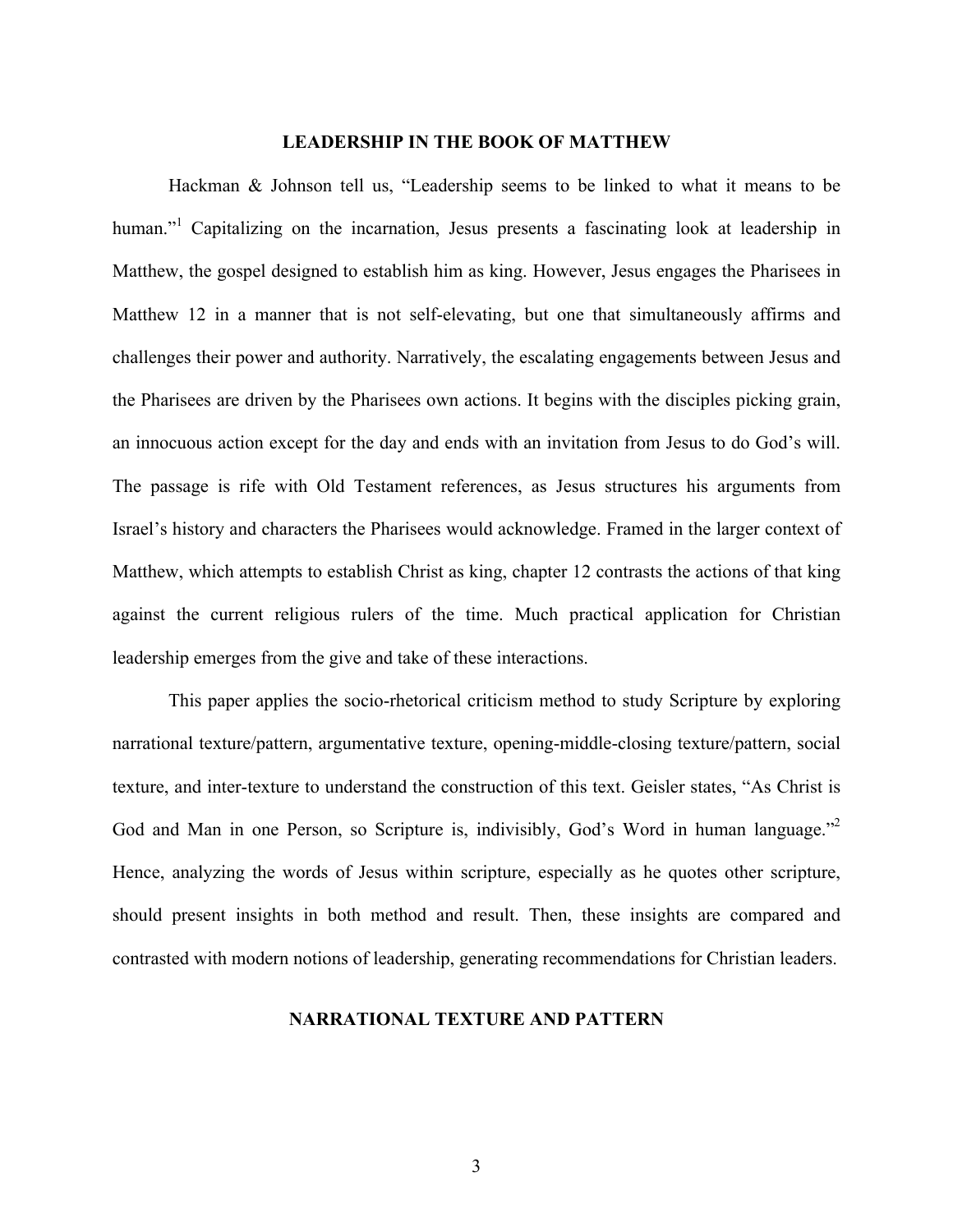## LEADERSHIP IN THE BOOK OF MATTHEW

Hackman & Johnson tell us, "Leadership seems to be linked to what it means to be human."[1] Capitalizing on the incarnation, Jesus presents a fascinating look at leadership in Matthew, the gospel designed to establish him as king. However, Jesus engages the Pharisees in Matthew 12 in a manner that is not self-elevating, but one that simultaneously affirms and challenges their power and authority. Narratively, the escalating engagements between Jesus and the Pharisees are driven by the Pharisees own actions. It begins with the disciples picking grain, an innocuous action except for the day and ends with an invitation from Jesus to do God's will. The passage is rife with Old Testament references, as Jesus structures his arguments from Israel's history and characters the Pharisees would acknowledge. Framed in the larger context of Matthew, which attempts to establish Christ as king, chapter 12 contrasts the actions of that king against the current religious rulers of the time. Much practical application for Christian leadership emerges from the give and take of these interactions.

This paper applies the socio-rhetorical criticism method to study Scripture by exploring narrational texture/pattern, argumentative texture, opening-middle-closing texture/pattern, social texture, and inter-texture to understand the construction of this text. Geisler states, "As Christ is God and Man in one Person, so Scripture is, indivisibly, God's Word in human language."[2] Hence, analyzing the words of Jesus within scripture, especially as he quotes other scripture, should present insights in both method and result. Then, these insights are compared and contrasted with modern notions of leadership, generating recommendations for Christian leaders.

## NARRATIONAL TEXTURE AND PATTERN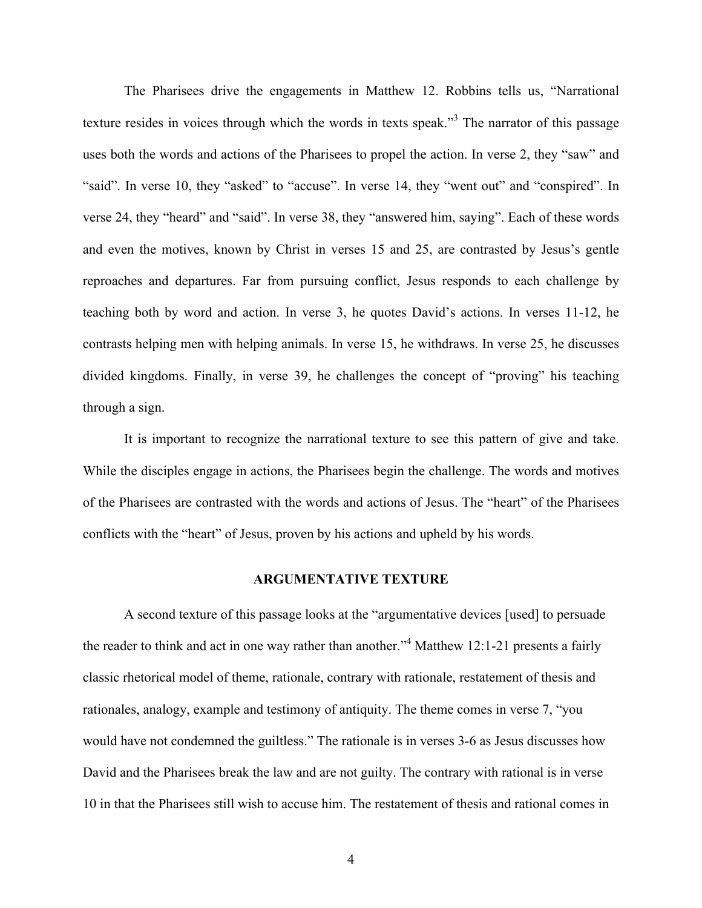The Pharisees drive the engagements in Matthew 12. Robbins tells us, "Narrational texture resides in voices through which the words in texts speak."[3] The narrator of this passage uses both the words and actions of the Pharisees to propel the action. In verse 2, they "saw" and "said". In verse 10, they "asked" to "accuse". In verse 14, they "went out" and "conspired". In verse 24, they "heard" and "said". In verse 38, they "answered him, saying". Each of these words and even the motives, known by Christ in verses 15 and 25, are contrasted by Jesus's gentle reproaches and departures. Far from pursuing conflict, Jesus responds to each challenge by teaching both by word and action. In verse 3, he quotes David's actions. In verses 11-12, he contrasts helping men with helping animals. In verse 15, he withdraws. In verse 25, he discusses divided kingdoms. Finally, in verse 39, he challenges the concept of "proving" his teaching through a sign.

It is important to recognize the narrational texture to see this pattern of give and take. While the disciples engage in actions, the Pharisees begin the challenge. The words and motives of the Pharisees are contrasted with the words and actions of Jesus. The "heart" of the Pharisees conflicts with the "heart" of Jesus, proven by his actions and upheld by his words.

## ARGUMENTATIVE TEXTURE

A second texture of this passage looks at the "argumentative devices [used] to persuade the reader to think and act in one way rather than another."[4] Matthew 12:1-21 presents a fairly classic rhetorical model of theme, rationale, contrary with rationale, restatement of thesis and rationales, analogy, example and testimony of antiquity. The theme comes in verse 7, "you would have not condemned the guiltless." The rationale is in verses 3-6 as Jesus discusses how David and the Pharisees break the law and are not guilty. The contrary with rational is in verse 10 in that the Pharisees still wish to accuse him. The restatement of thesis and rational comes in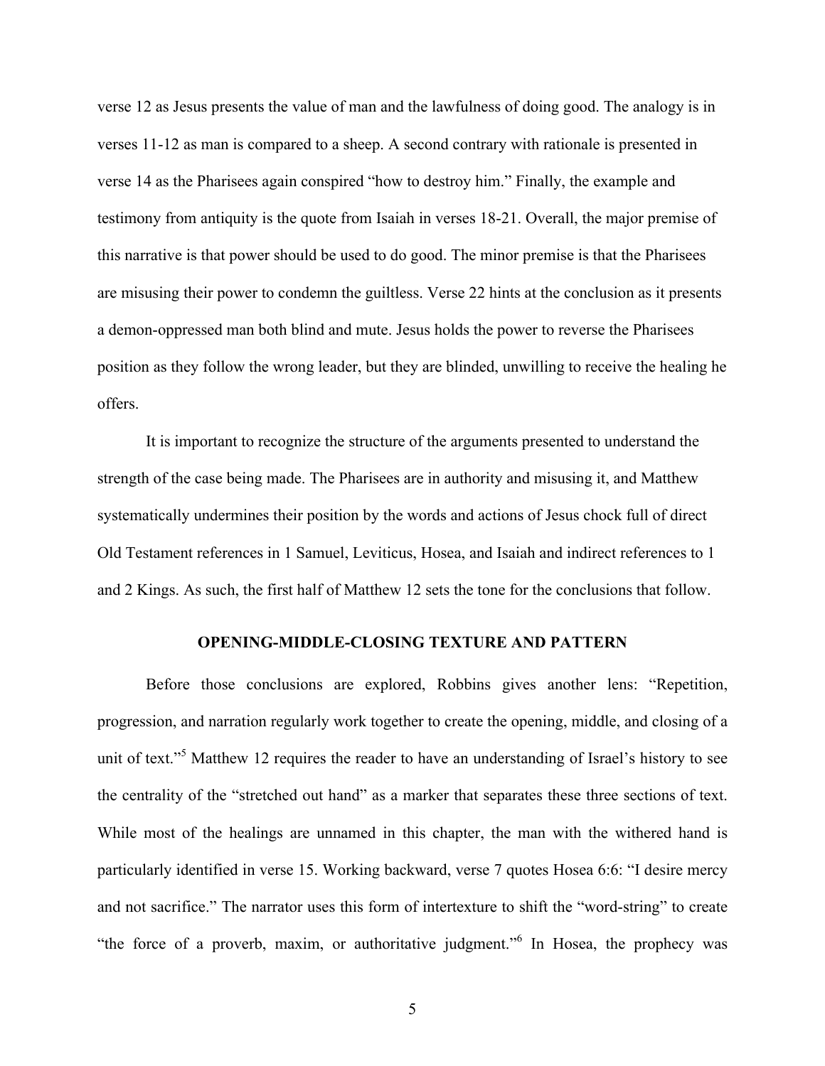verse 12 as Jesus presents the value of man and the lawfulness of doing good. The analogy is in verses 11-12 as man is compared to a sheep. A second contrary with rationale is presented in verse 14 as the Pharisees again conspired "how to destroy him." Finally, the example and testimony from antiquity is the quote from Isaiah in verses 18-21. Overall, the major premise of this narrative is that power should be used to do good. The minor premise is that the Pharisees are misusing their power to condemn the guiltless. Verse 22 hints at the conclusion as it presents a demon-oppressed man both blind and mute. Jesus holds the power to reverse the Pharisees position as they follow the wrong leader, but they are blinded, unwilling to receive the healing he offers.

It is important to recognize the structure of the arguments presented to understand the strength of the case being made. The Pharisees are in authority and misusing it, and Matthew systematically undermines their position by the words and actions of Jesus chock full of direct Old Testament references in 1 Samuel, Leviticus, Hosea, and Isaiah and indirect references to 1 and 2 Kings. As such, the first half of Matthew 12 sets the tone for the conclusions that follow.

## OPENING-MIDDLE-CLOSING TEXTURE AND PATTERN

Before those conclusions are explored, Robbins gives another lens: "Repetition, progression, and narration regularly work together to create the opening, middle, and closing of a unit of text."[5] Matthew 12 requires the reader to have an understanding of Israel's history to see the centrality of the "stretched out hand" as a marker that separates these three sections of text. While most of the healings are unnamed in this chapter, the man with the withered hand is particularly identified in verse 15. Working backward, verse 7 quotes Hosea 6:6: "I desire mercy and not sacrifice." The narrator uses this form of intertexture to shift the "word-string" to create "the force of a proverb, maxim, or authoritative judgment."[6] In Hosea, the prophecy was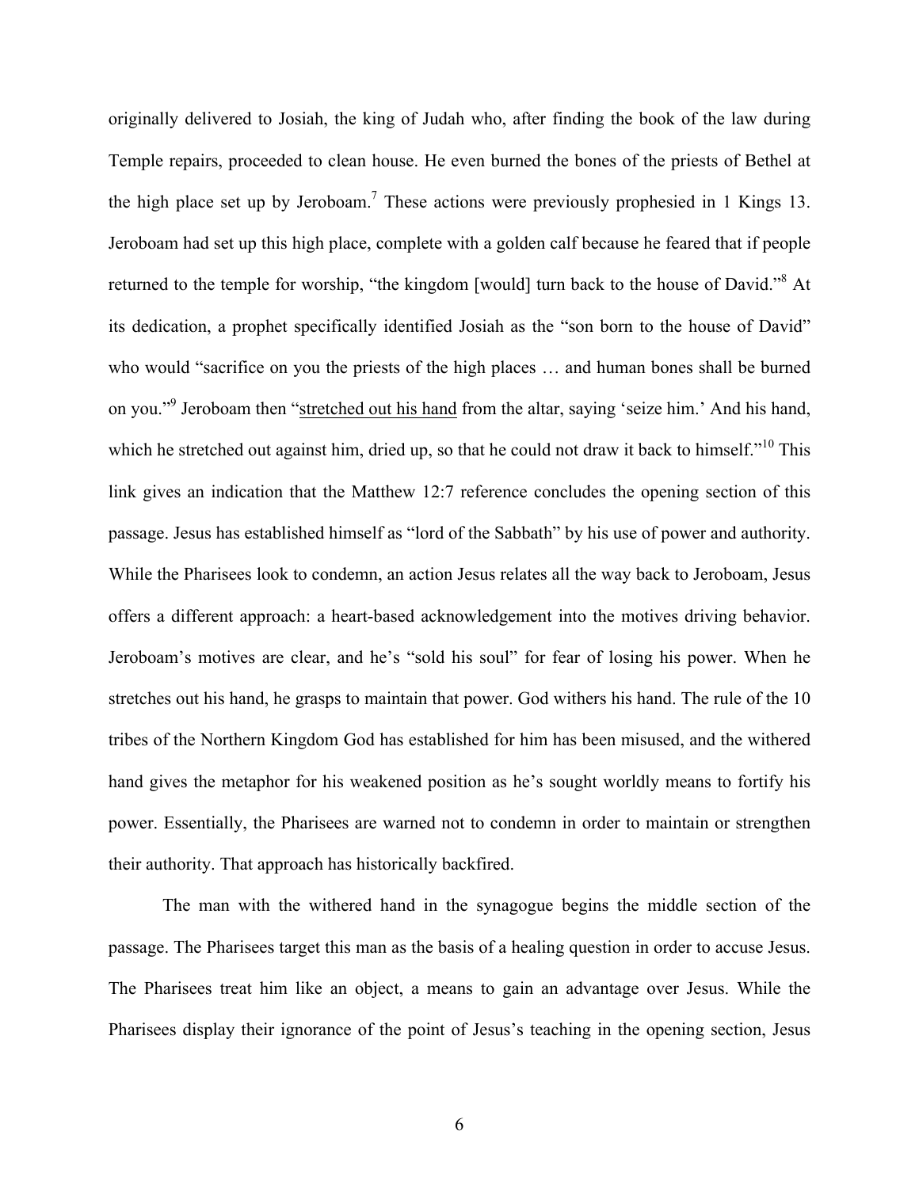originally delivered to Josiah, the king of Judah who, after finding the book of the law during Temple repairs, proceeded to clean house. He even burned the bones of the priests of Bethel at the high place set up by Jeroboam.[7] These actions were previously prophesied in 1 Kings 13. Jeroboam had set up this high place, complete with a golden calf because he feared that if people returned to the temple for worship, "the kingdom [would] turn back to the house of David."[8] At its dedication, a prophet specifically identified Josiah as the "son born to the house of David" who would "sacrifice on you the priests of the high places … and human bones shall be burned on you."[9] Jeroboam then "<u>stretched out his hand</u> from the altar, saying 'seize him.' And his hand, which he stretched out against him, dried up, so that he could not draw it back to himself."[10] This link gives an indication that the Matthew 12:7 reference concludes the opening section of this passage. Jesus has established himself as "lord of the Sabbath" by his use of power and authority. While the Pharisees look to condemn, an action Jesus relates all the way back to Jeroboam, Jesus offers a different approach: a heart-based acknowledgement into the motives driving behavior. Jeroboam's motives are clear, and he's "sold his soul" for fear of losing his power. When he stretches out his hand, he grasps to maintain that power. God withers his hand. The rule of the 10 tribes of the Northern Kingdom God has established for him has been misused, and the withered hand gives the metaphor for his weakened position as he's sought worldly means to fortify his power. Essentially, the Pharisees are warned not to condemn in order to maintain or strengthen their authority. That approach has historically backfired.

The man with the withered hand in the synagogue begins the middle section of the passage. The Pharisees target this man as the basis of a healing question in order to accuse Jesus. The Pharisees treat him like an object, a means to gain an advantage over Jesus. While the Pharisees display their ignorance of the point of Jesus's teaching in the opening section, Jesus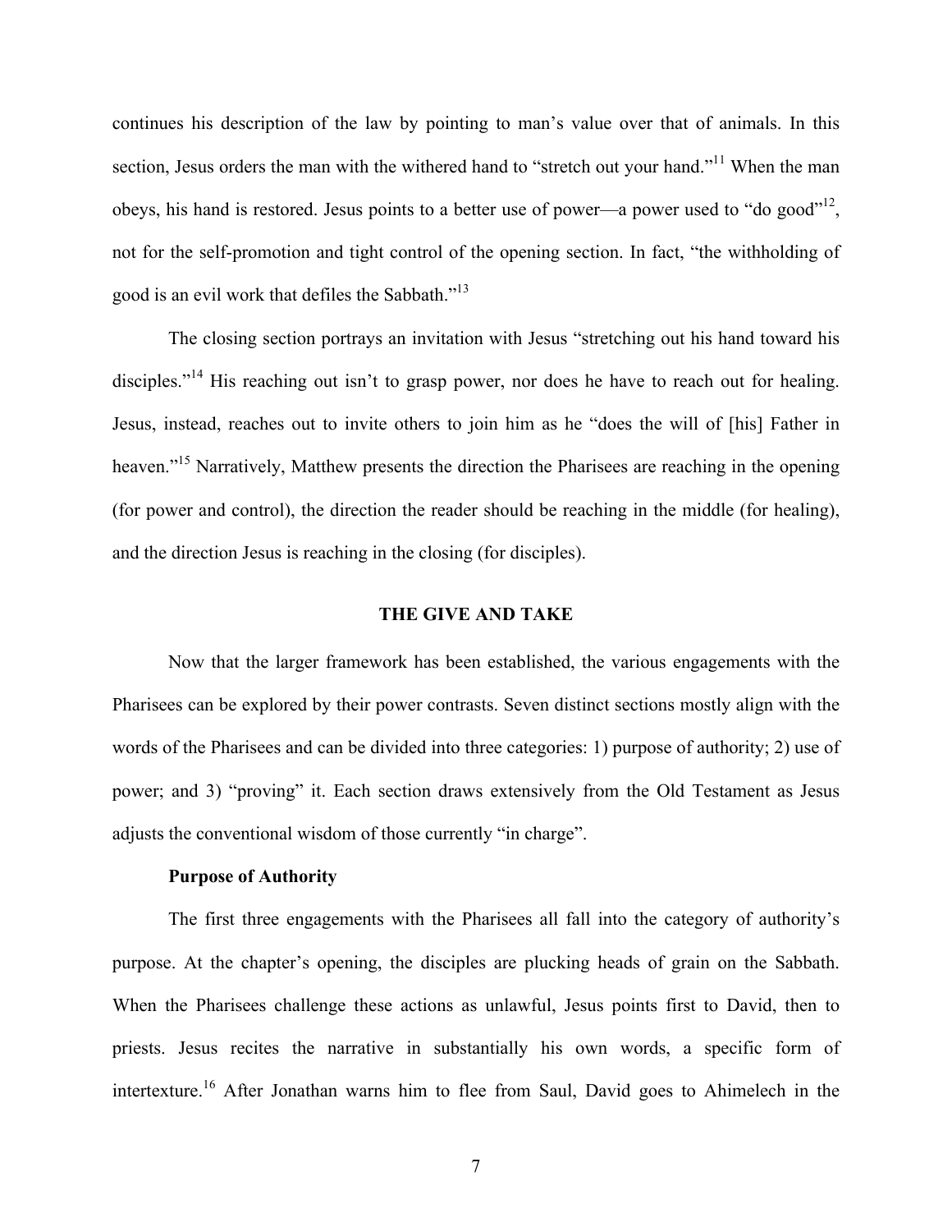continues his description of the law by pointing to man's value over that of animals. In this section, Jesus orders the man with the withered hand to "stretch out your hand."[11] When the man obeys, his hand is restored. Jesus points to a better use of power—a power used to "do good"[12], not for the self-promotion and tight control of the opening section. In fact, "the withholding of good is an evil work that defiles the Sabbath."[13]

The closing section portrays an invitation with Jesus "stretching out his hand toward his disciples."[14] His reaching out isn't to grasp power, nor does he have to reach out for healing. Jesus, instead, reaches out to invite others to join him as he "does the will of [his] Father in heaven."[15] Narratively, Matthew presents the direction the Pharisees are reaching in the opening (for power and control), the direction the reader should be reaching in the middle (for healing), and the direction Jesus is reaching in the closing (for disciples).

## THE GIVE AND TAKE

Now that the larger framework has been established, the various engagements with the Pharisees can be explored by their power contrasts. Seven distinct sections mostly align with the words of the Pharisees and can be divided into three categories: 1) purpose of authority; 2) use of power; and 3) "proving" it. Each section draws extensively from the Old Testament as Jesus adjusts the conventional wisdom of those currently "in charge".

### Purpose of Authority

The first three engagements with the Pharisees all fall into the category of authority's purpose. At the chapter's opening, the disciples are plucking heads of grain on the Sabbath. When the Pharisees challenge these actions as unlawful, Jesus points first to David, then to priests. Jesus recites the narrative in substantially his own words, a specific form of intertexture.[16] After Jonathan warns him to flee from Saul, David goes to Ahimelech in the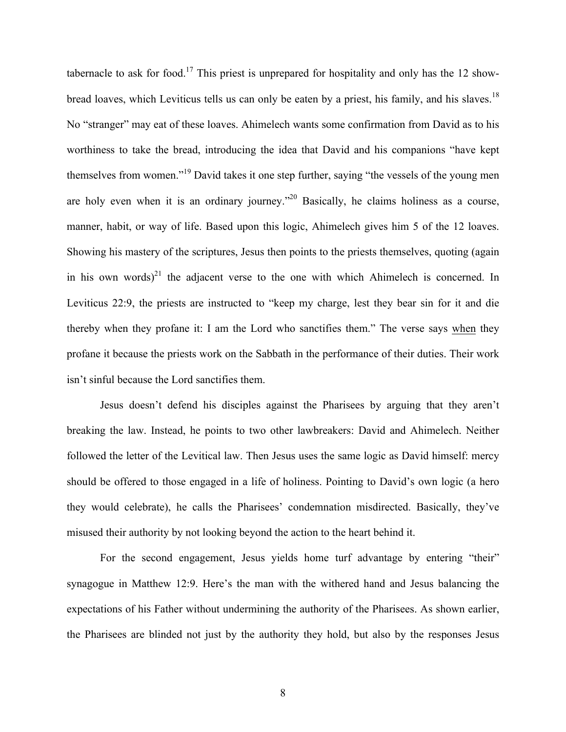tabernacle to ask for food.[17] This priest is unprepared for hospitality and only has the 12 show-bread loaves, which Leviticus tells us can only be eaten by a priest, his family, and his slaves.[18] No "stranger" may eat of these loaves. Ahimelech wants some confirmation from David as to his worthiness to take the bread, introducing the idea that David and his companions "have kept themselves from women."[19] David takes it one step further, saying "the vessels of the young men are holy even when it is an ordinary journey."[20] Basically, he claims holiness as a course, manner, habit, or way of life. Based upon this logic, Ahimelech gives him 5 of the 12 loaves. Showing his mastery of the scriptures, Jesus then points to the priests themselves, quoting (again in his own words)[21] the adjacent verse to the one with which Ahimelech is concerned. In Leviticus 22:9, the priests are instructed to "keep my charge, lest they bear sin for it and die thereby when they profane it: I am the Lord who sanctifies them." The verse says <u>when</u> they profane it because the priests work on the Sabbath in the performance of their duties. Their work isn't sinful because the Lord sanctifies them.

Jesus doesn't defend his disciples against the Pharisees by arguing that they aren't breaking the law. Instead, he points to two other lawbreakers: David and Ahimelech. Neither followed the letter of the Levitical law. Then Jesus uses the same logic as David himself: mercy should be offered to those engaged in a life of holiness. Pointing to David's own logic (a hero they would celebrate), he calls the Pharisees' condemnation misdirected. Basically, they've misused their authority by not looking beyond the action to the heart behind it.

For the second engagement, Jesus yields home turf advantage by entering "their" synagogue in Matthew 12:9. Here's the man with the withered hand and Jesus balancing the expectations of his Father without undermining the authority of the Pharisees. As shown earlier, the Pharisees are blinded not just by the authority they hold, but also by the responses Jesus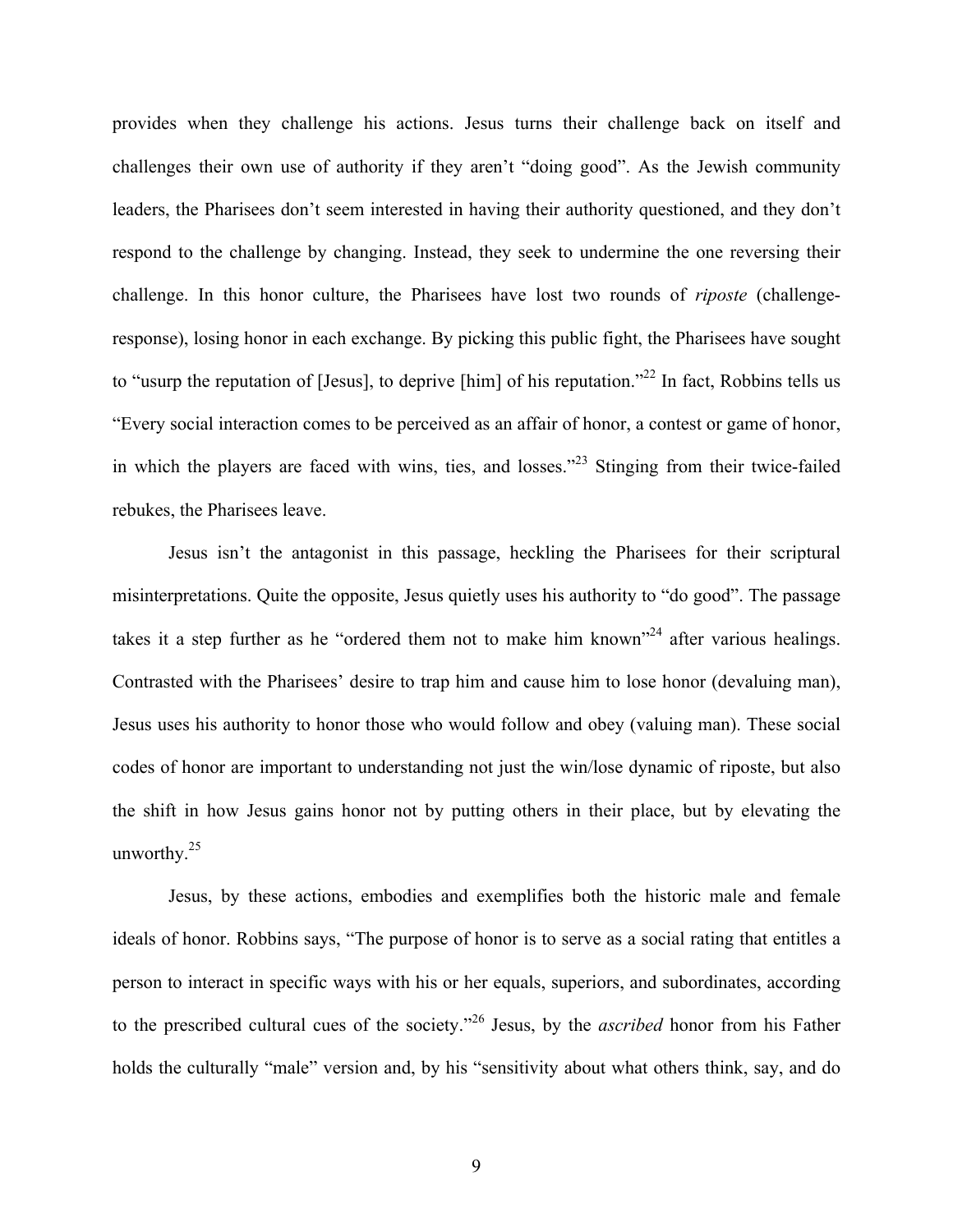provides when they challenge his actions. Jesus turns their challenge back on itself and challenges their own use of authority if they aren't "doing good". As the Jewish community leaders, the Pharisees don't seem interested in having their authority questioned, and they don't respond to the challenge by changing. Instead, they seek to undermine the one reversing their challenge. In this honor culture, the Pharisees have lost two rounds of *riposte* (challenge-response), losing honor in each exchange. By picking this public fight, the Pharisees have sought to "usurp the reputation of [Jesus], to deprive [him] of his reputation."[22] In fact, Robbins tells us "Every social interaction comes to be perceived as an affair of honor, a contest or game of honor, in which the players are faced with wins, ties, and losses."[23] Stinging from their twice-failed rebukes, the Pharisees leave.

Jesus isn't the antagonist in this passage, heckling the Pharisees for their scriptural misinterpretations. Quite the opposite, Jesus quietly uses his authority to "do good". The passage takes it a step further as he "ordered them not to make him known"[24] after various healings. Contrasted with the Pharisees' desire to trap him and cause him to lose honor (devaluing man), Jesus uses his authority to honor those who would follow and obey (valuing man). These social codes of honor are important to understanding not just the win/lose dynamic of riposte, but also the shift in how Jesus gains honor not by putting others in their place, but by elevating the unworthy.[25]

Jesus, by these actions, embodies and exemplifies both the historic male and female ideals of honor. Robbins says, "The purpose of honor is to serve as a social rating that entitles a person to interact in specific ways with his or her equals, superiors, and subordinates, according to the prescribed cultural cues of the society."[26] Jesus, by the *ascribed* honor from his Father holds the culturally "male" version and, by his "sensitivity about what others think, say, and do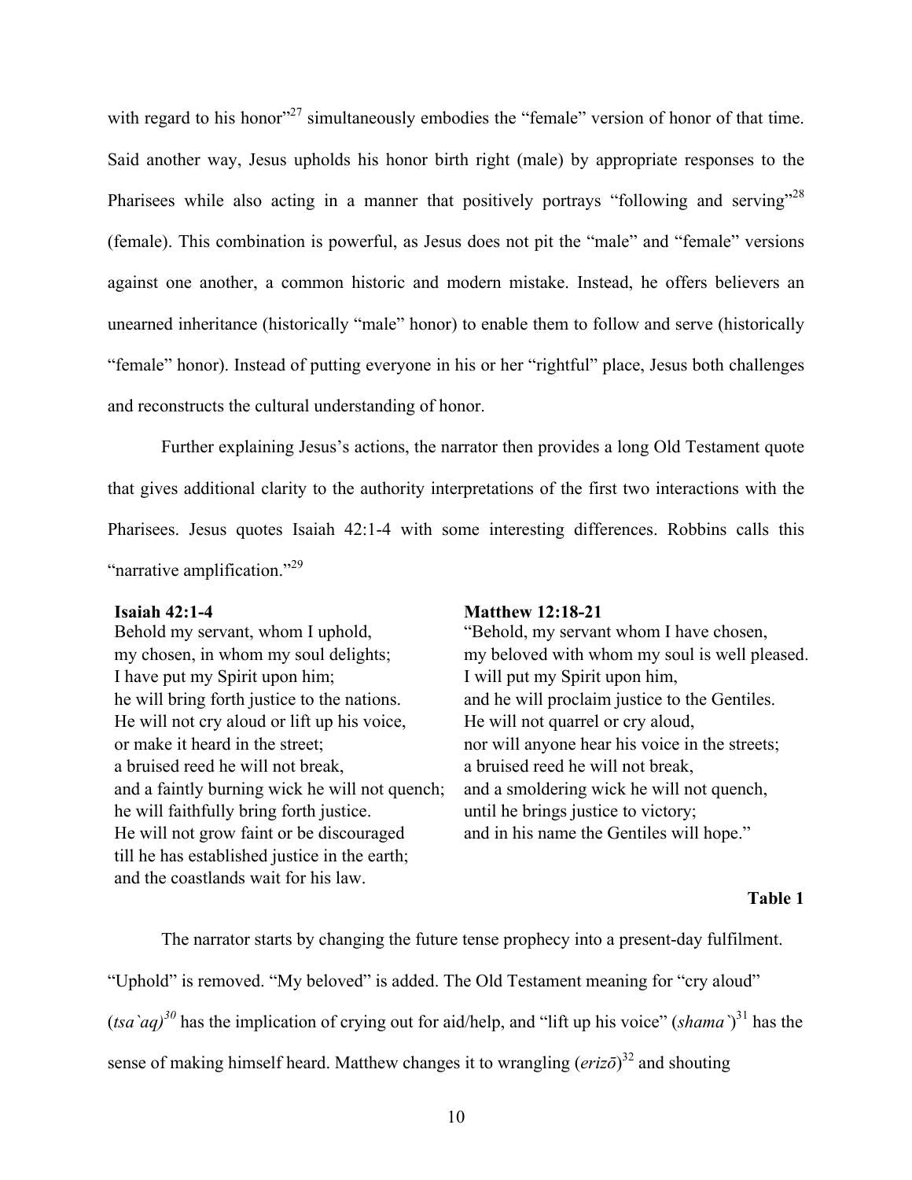with regard to his honor"[27] simultaneously embodies the "female" version of honor of that time. Said another way, Jesus upholds his honor birth right (male) by appropriate responses to the Pharisees while also acting in a manner that positively portrays "following and serving"[28] (female). This combination is powerful, as Jesus does not pit the "male" and "female" versions against one another, a common historic and modern mistake. Instead, he offers believers an unearned inheritance (historically "male" honor) to enable them to follow and serve (historically "female" honor). Instead of putting everyone in his or her "rightful" place, Jesus both challenges and reconstructs the cultural understanding of honor.

Further explaining Jesus's actions, the narrator then provides a long Old Testament quote that gives additional clarity to the authority interpretations of the first two interactions with the Pharisees. Jesus quotes Isaiah 42:1-4 with some interesting differences. Robbins calls this "narrative amplification."[29]

| **Isaiah 42:1-4** | **Matthew 12:18-21** |
|---|---|
| Behold my servant, whom I uphold, | "Behold, my servant whom I have chosen, |
| my chosen, in whom my soul delights; | my beloved with whom my soul is well pleased. |
| I have put my Spirit upon him; | I will put my Spirit upon him, |
| he will bring forth justice to the nations. | and he will proclaim justice to the Gentiles. |
| He will not cry aloud or lift up his voice, | He will not quarrel or cry aloud, |
| or make it heard in the street; | nor will anyone hear his voice in the streets; |
| a bruised reed he will not break, | a bruised reed he will not break, |
| and a faintly burning wick he will not quench; | and a smoldering wick he will not quench, |
| he will faithfully bring forth justice. | until he brings justice to victory; |
| He will not grow faint or be discouraged | and in his name the Gentiles will hope." |
| till he has established justice in the earth; | |
| and the coastlands wait for his law. | |

**Table 1**

The narrator starts by changing the future tense prophecy into a present-day fulfilment. "Uphold" is removed. "My beloved" is added. The Old Testament meaning for "cry aloud" (*tsa`aq)*[30] has the implication of crying out for aid/help, and "lift up his voice" (*shama`*)[31] has the sense of making himself heard. Matthew changes it to wrangling (*erizō*)[32] and shouting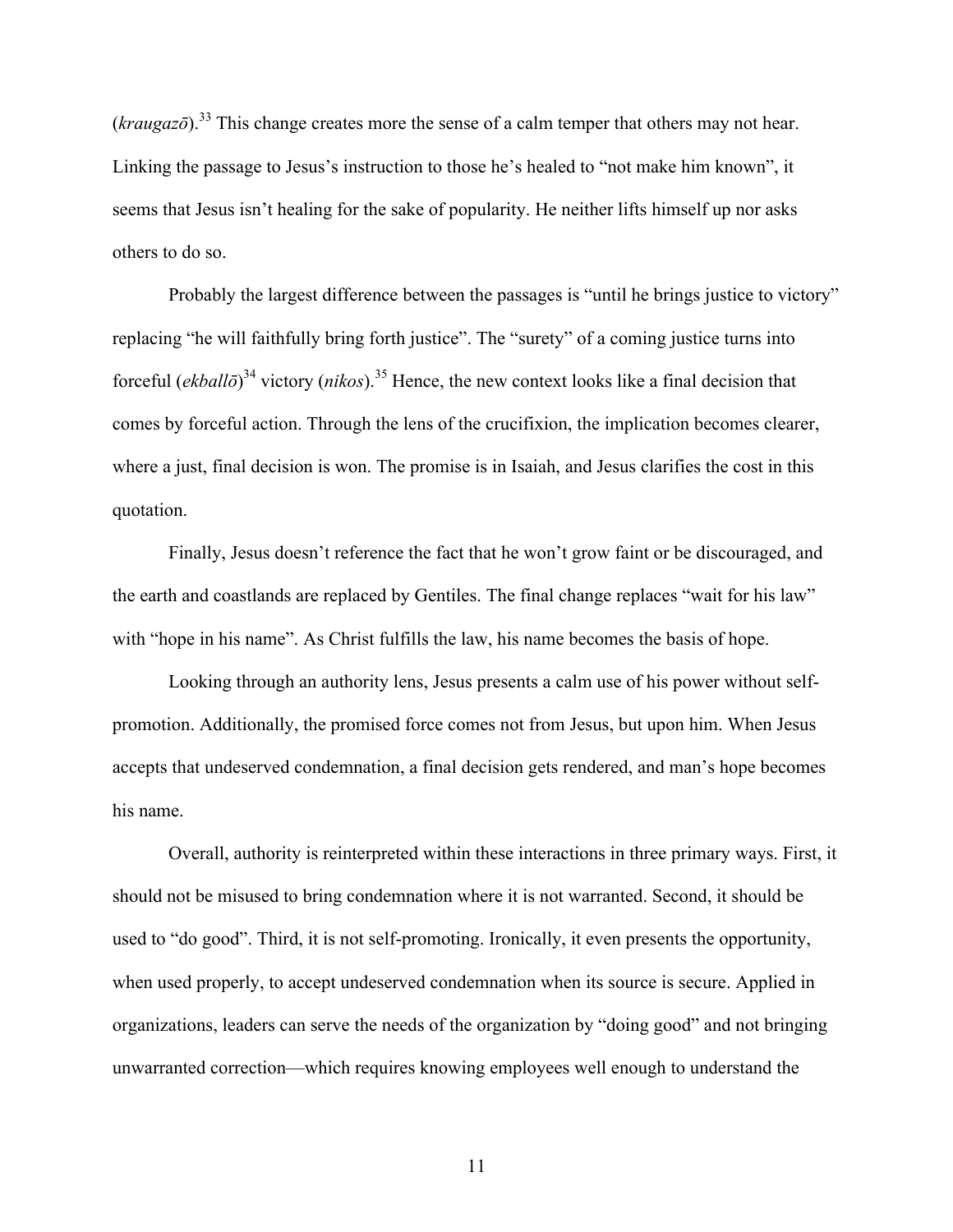(*kraugazō*).[33] This change creates more the sense of a calm temper that others may not hear. Linking the passage to Jesus's instruction to those he's healed to "not make him known", it seems that Jesus isn't healing for the sake of popularity. He neither lifts himself up nor asks others to do so.

Probably the largest difference between the passages is "until he brings justice to victory" replacing "he will faithfully bring forth justice". The "surety" of a coming justice turns into forceful (*ekballō*)[34] victory (*nikos*).[35] Hence, the new context looks like a final decision that comes by forceful action. Through the lens of the crucifixion, the implication becomes clearer, where a just, final decision is won. The promise is in Isaiah, and Jesus clarifies the cost in this quotation.

Finally, Jesus doesn't reference the fact that he won't grow faint or be discouraged, and the earth and coastlands are replaced by Gentiles. The final change replaces "wait for his law" with "hope in his name". As Christ fulfills the law, his name becomes the basis of hope.

Looking through an authority lens, Jesus presents a calm use of his power without self-promotion. Additionally, the promised force comes not from Jesus, but upon him. When Jesus accepts that undeserved condemnation, a final decision gets rendered, and man's hope becomes his name.

Overall, authority is reinterpreted within these interactions in three primary ways. First, it should not be misused to bring condemnation where it is not warranted. Second, it should be used to "do good". Third, it is not self-promoting. Ironically, it even presents the opportunity, when used properly, to accept undeserved condemnation when its source is secure. Applied in organizations, leaders can serve the needs of the organization by "doing good" and not bringing unwarranted correction—which requires knowing employees well enough to understand the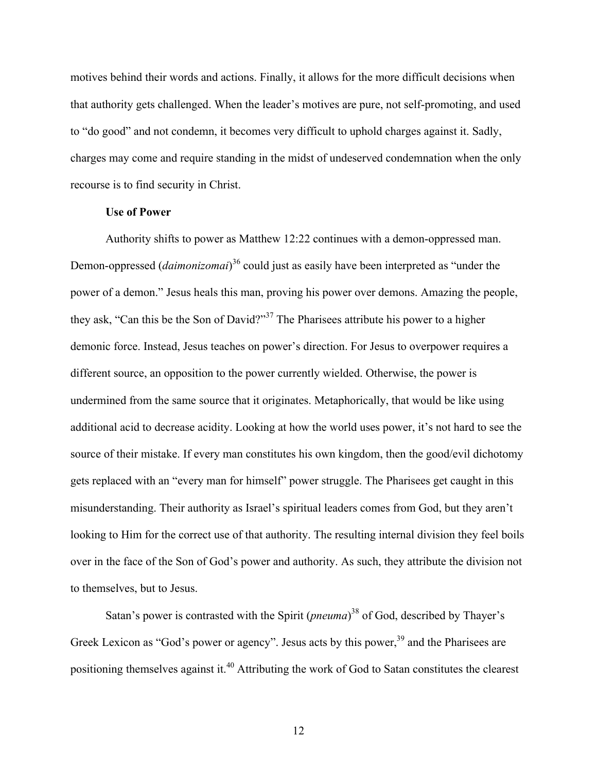motives behind their words and actions. Finally, it allows for the more difficult decisions when that authority gets challenged. When the leader's motives are pure, not self-promoting, and used to "do good" and not condemn, it becomes very difficult to uphold charges against it. Sadly, charges may come and require standing in the midst of undeserved condemnation when the only recourse is to find security in Christ.

### Use of Power

Authority shifts to power as Matthew 12:22 continues with a demon-oppressed man. Demon-oppressed (*daimonizomai*)[36] could just as easily have been interpreted as "under the power of a demon." Jesus heals this man, proving his power over demons. Amazing the people, they ask, "Can this be the Son of David?"[37] The Pharisees attribute his power to a higher demonic force. Instead, Jesus teaches on power's direction. For Jesus to overpower requires a different source, an opposition to the power currently wielded. Otherwise, the power is undermined from the same source that it originates. Metaphorically, that would be like using additional acid to decrease acidity. Looking at how the world uses power, it's not hard to see the source of their mistake. If every man constitutes his own kingdom, then the good/evil dichotomy gets replaced with an "every man for himself" power struggle. The Pharisees get caught in this misunderstanding. Their authority as Israel's spiritual leaders comes from God, but they aren't looking to Him for the correct use of that authority. The resulting internal division they feel boils over in the face of the Son of God's power and authority. As such, they attribute the division not to themselves, but to Jesus.

Satan's power is contrasted with the Spirit (*pneuma*)[38] of God, described by Thayer's Greek Lexicon as "God's power or agency". Jesus acts by this power,[39] and the Pharisees are positioning themselves against it.[40] Attributing the work of God to Satan constitutes the clearest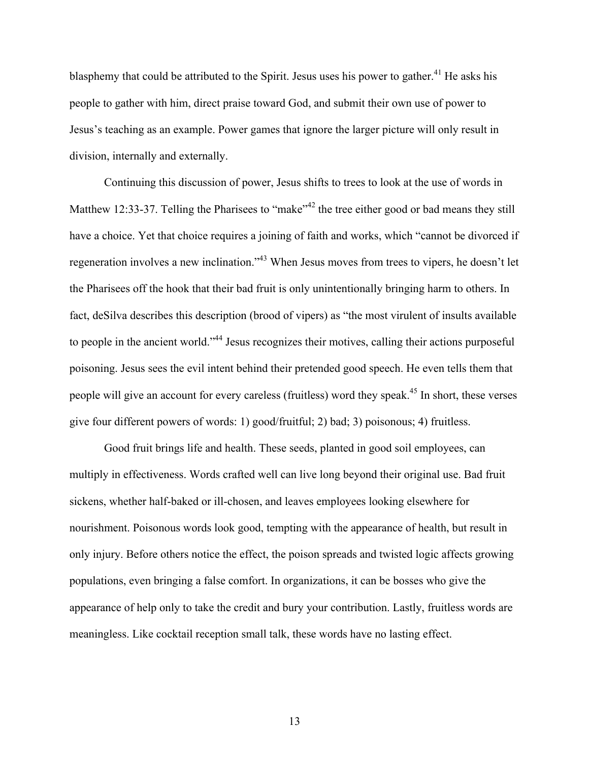blasphemy that could be attributed to the Spirit. Jesus uses his power to gather.[41] He asks his people to gather with him, direct praise toward God, and submit their own use of power to Jesus's teaching as an example. Power games that ignore the larger picture will only result in division, internally and externally.

Continuing this discussion of power, Jesus shifts to trees to look at the use of words in Matthew 12:33-37. Telling the Pharisees to "make"[42] the tree either good or bad means they still have a choice. Yet that choice requires a joining of faith and works, which "cannot be divorced if regeneration involves a new inclination."[43] When Jesus moves from trees to vipers, he doesn't let the Pharisees off the hook that their bad fruit is only unintentionally bringing harm to others. In fact, deSilva describes this description (brood of vipers) as "the most virulent of insults available to people in the ancient world."[44] Jesus recognizes their motives, calling their actions purposeful poisoning. Jesus sees the evil intent behind their pretended good speech. He even tells them that people will give an account for every careless (fruitless) word they speak.[45] In short, these verses give four different powers of words: 1) good/fruitful; 2) bad; 3) poisonous; 4) fruitless.

Good fruit brings life and health. These seeds, planted in good soil employees, can multiply in effectiveness. Words crafted well can live long beyond their original use. Bad fruit sickens, whether half-baked or ill-chosen, and leaves employees looking elsewhere for nourishment. Poisonous words look good, tempting with the appearance of health, but result in only injury. Before others notice the effect, the poison spreads and twisted logic affects growing populations, even bringing a false comfort. In organizations, it can be bosses who give the appearance of help only to take the credit and bury your contribution. Lastly, fruitless words are meaningless. Like cocktail reception small talk, these words have no lasting effect.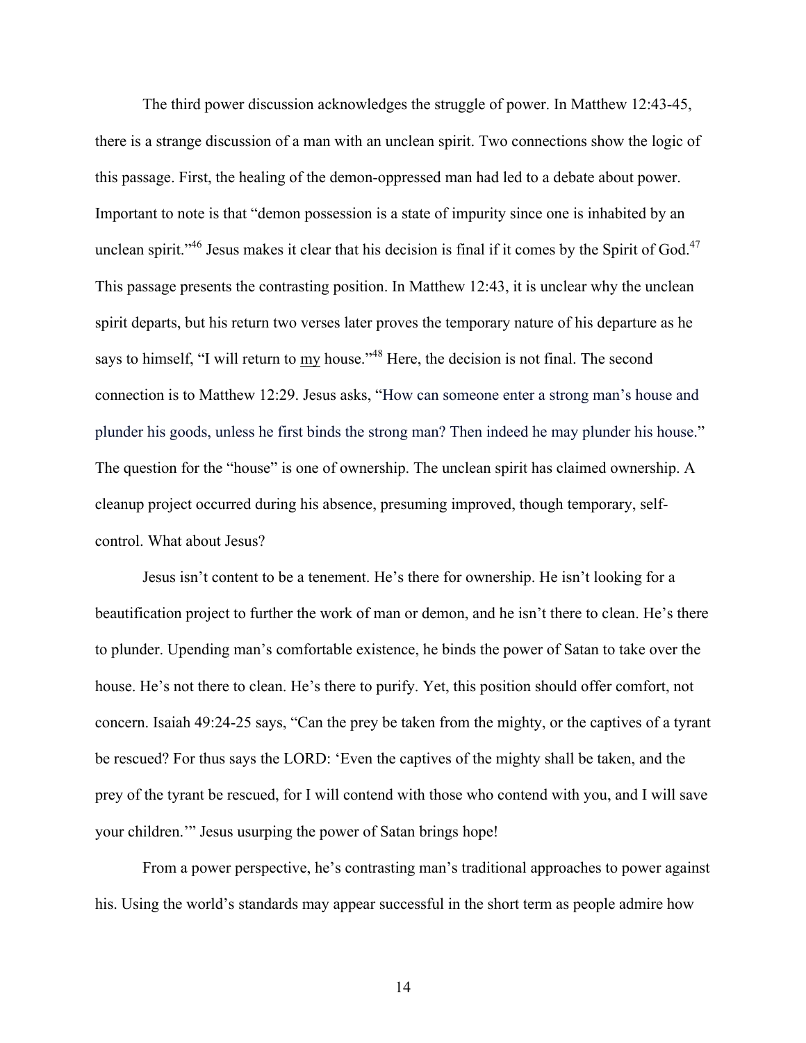The third power discussion acknowledges the struggle of power. In Matthew 12:43-45, there is a strange discussion of a man with an unclean spirit. Two connections show the logic of this passage. First, the healing of the demon-oppressed man had led to a debate about power. Important to note is that "demon possession is a state of impurity since one is inhabited by an unclean spirit."[46] Jesus makes it clear that his decision is final if it comes by the Spirit of God.[47] This passage presents the contrasting position. In Matthew 12:43, it is unclear why the unclean spirit departs, but his return two verses later proves the temporary nature of his departure as he says to himself, "I will return to <u>my</u> house."[48] Here, the decision is not final. The second connection is to Matthew 12:29. Jesus asks, "How can someone enter a strong man's house and plunder his goods, unless he first binds the strong man? Then indeed he may plunder his house." The question for the "house" is one of ownership. The unclean spirit has claimed ownership. A cleanup project occurred during his absence, presuming improved, though temporary, self-control. What about Jesus?

Jesus isn't content to be a tenement. He's there for ownership. He isn't looking for a beautification project to further the work of man or demon, and he isn't there to clean. He's there to plunder. Upending man's comfortable existence, he binds the power of Satan to take over the house. He's not there to clean. He's there to purify. Yet, this position should offer comfort, not concern. Isaiah 49:24-25 says, "Can the prey be taken from the mighty, or the captives of a tyrant be rescued? For thus says the LORD: 'Even the captives of the mighty shall be taken, and the prey of the tyrant be rescued, for I will contend with those who contend with you, and I will save your children.'" Jesus usurping the power of Satan brings hope!

From a power perspective, he's contrasting man's traditional approaches to power against his. Using the world's standards may appear successful in the short term as people admire how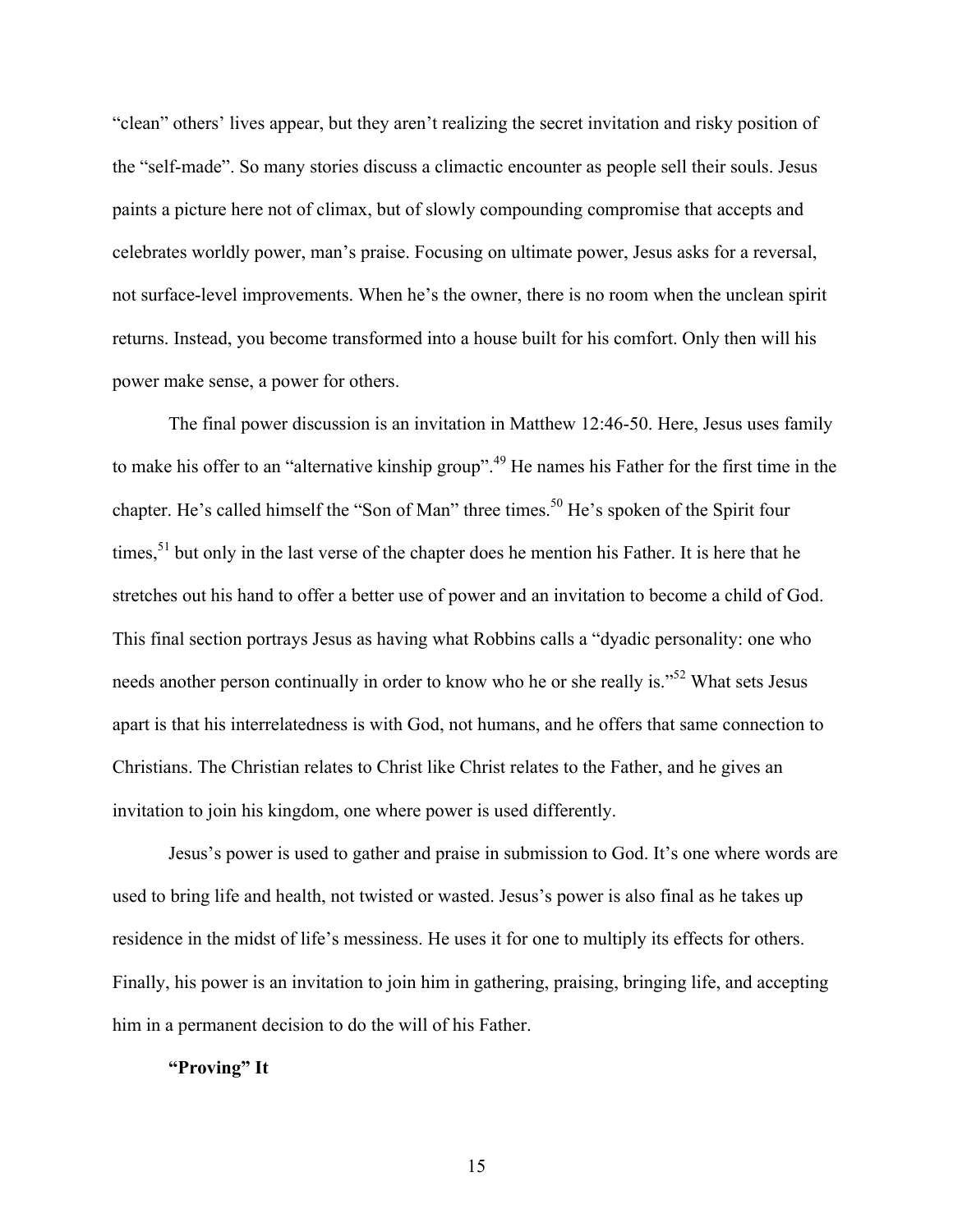"clean" others' lives appear, but they aren't realizing the secret invitation and risky position of the "self-made". So many stories discuss a climactic encounter as people sell their souls. Jesus paints a picture here not of climax, but of slowly compounding compromise that accepts and celebrates worldly power, man's praise. Focusing on ultimate power, Jesus asks for a reversal, not surface-level improvements. When he's the owner, there is no room when the unclean spirit returns. Instead, you become transformed into a house built for his comfort. Only then will his power make sense, a power for others.

The final power discussion is an invitation in Matthew 12:46-50. Here, Jesus uses family to make his offer to an "alternative kinship group".[49] He names his Father for the first time in the chapter. He's called himself the "Son of Man" three times.[50] He's spoken of the Spirit four times,[51] but only in the last verse of the chapter does he mention his Father. It is here that he stretches out his hand to offer a better use of power and an invitation to become a child of God. This final section portrays Jesus as having what Robbins calls a "dyadic personality: one who needs another person continually in order to know who he or she really is."[52] What sets Jesus apart is that his interrelatedness is with God, not humans, and he offers that same connection to Christians. The Christian relates to Christ like Christ relates to the Father, and he gives an invitation to join his kingdom, one where power is used differently.

Jesus's power is used to gather and praise in submission to God. It's one where words are used to bring life and health, not twisted or wasted. Jesus's power is also final as he takes up residence in the midst of life's messiness. He uses it for one to multiply its effects for others. Finally, his power is an invitation to join him in gathering, praising, bringing life, and accepting him in a permanent decision to do the will of his Father.

**"Proving" It**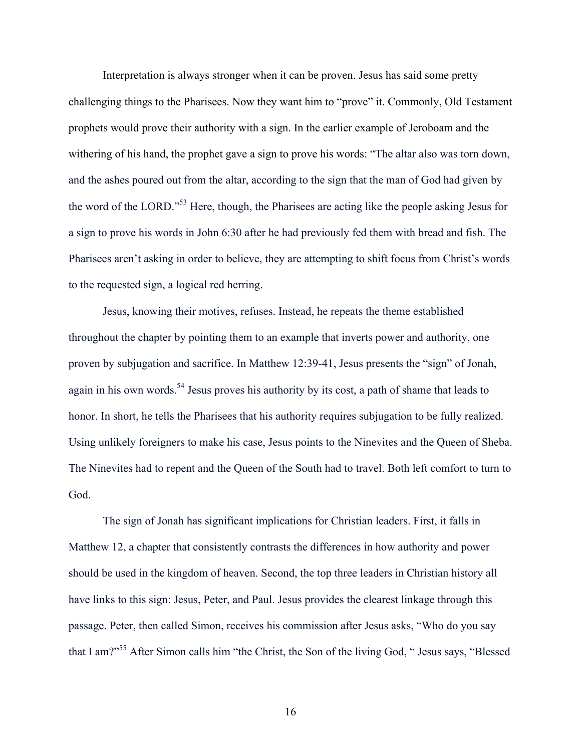Interpretation is always stronger when it can be proven. Jesus has said some pretty challenging things to the Pharisees. Now they want him to "prove" it. Commonly, Old Testament prophets would prove their authority with a sign. In the earlier example of Jeroboam and the withering of his hand, the prophet gave a sign to prove his words: "The altar also was torn down, and the ashes poured out from the altar, according to the sign that the man of God had given by the word of the LORD."[53] Here, though, the Pharisees are acting like the people asking Jesus for a sign to prove his words in John 6:30 after he had previously fed them with bread and fish. The Pharisees aren't asking in order to believe, they are attempting to shift focus from Christ's words to the requested sign, a logical red herring.

Jesus, knowing their motives, refuses. Instead, he repeats the theme established throughout the chapter by pointing them to an example that inverts power and authority, one proven by subjugation and sacrifice. In Matthew 12:39-41, Jesus presents the "sign" of Jonah, again in his own words.[54] Jesus proves his authority by its cost, a path of shame that leads to honor. In short, he tells the Pharisees that his authority requires subjugation to be fully realized. Using unlikely foreigners to make his case, Jesus points to the Ninevites and the Queen of Sheba. The Ninevites had to repent and the Queen of the South had to travel. Both left comfort to turn to God.

The sign of Jonah has significant implications for Christian leaders. First, it falls in Matthew 12, a chapter that consistently contrasts the differences in how authority and power should be used in the kingdom of heaven. Second, the top three leaders in Christian history all have links to this sign: Jesus, Peter, and Paul. Jesus provides the clearest linkage through this passage. Peter, then called Simon, receives his commission after Jesus asks, "Who do you say that I am?"[55] After Simon calls him "the Christ, the Son of the living God, " Jesus says, "Blessed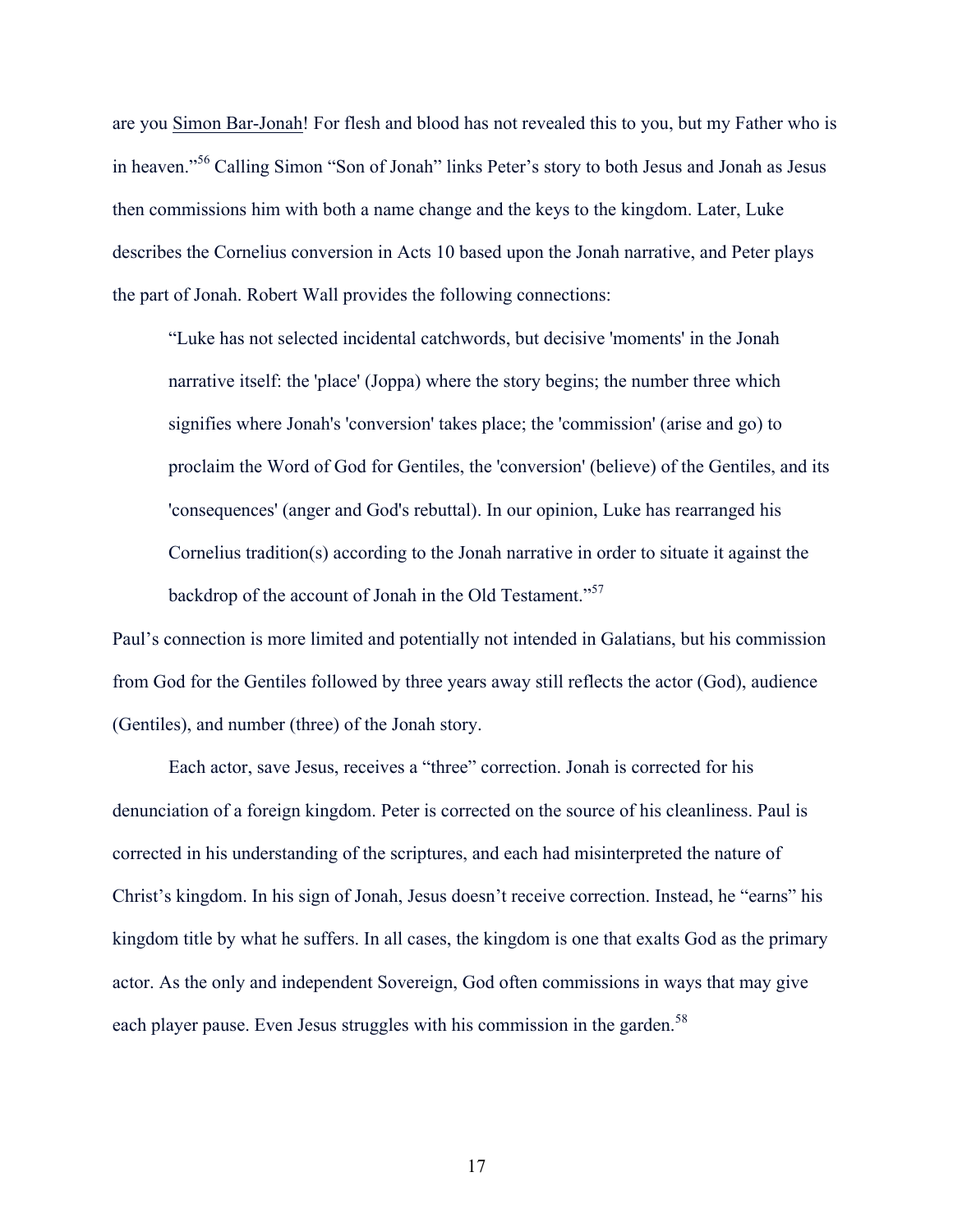are you <u>Simon Bar-Jonah</u>! For flesh and blood has not revealed this to you, but my Father who is in heaven."[56] Calling Simon "Son of Jonah" links Peter's story to both Jesus and Jonah as Jesus then commissions him with both a name change and the keys to the kingdom. Later, Luke describes the Cornelius conversion in Acts 10 based upon the Jonah narrative, and Peter plays the part of Jonah. Robert Wall provides the following connections:

> "Luke has not selected incidental catchwords, but decisive 'moments' in the Jonah narrative itself: the 'place' (Joppa) where the story begins; the number three which signifies where Jonah's 'conversion' takes place; the 'commission' (arise and go) to proclaim the Word of God for Gentiles, the 'conversion' (believe) of the Gentiles, and its 'consequences' (anger and God's rebuttal). In our opinion, Luke has rearranged his Cornelius tradition(s) according to the Jonah narrative in order to situate it against the backdrop of the account of Jonah in the Old Testament."[57]

Paul's connection is more limited and potentially not intended in Galatians, but his commission from God for the Gentiles followed by three years away still reflects the actor (God), audience (Gentiles), and number (three) of the Jonah story.

Each actor, save Jesus, receives a "three" correction. Jonah is corrected for his denunciation of a foreign kingdom. Peter is corrected on the source of his cleanliness. Paul is corrected in his understanding of the scriptures, and each had misinterpreted the nature of Christ's kingdom. In his sign of Jonah, Jesus doesn't receive correction. Instead, he "earns" his kingdom title by what he suffers. In all cases, the kingdom is one that exalts God as the primary actor. As the only and independent Sovereign, God often commissions in ways that may give each player pause. Even Jesus struggles with his commission in the garden.[58]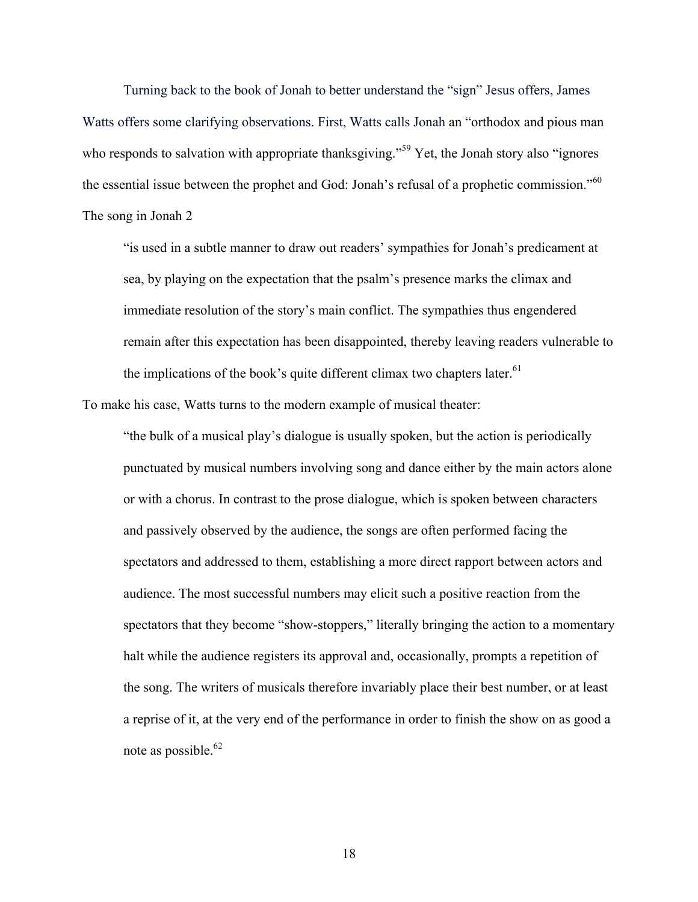Turning back to the book of Jonah to better understand the "sign" Jesus offers, James Watts offers some clarifying observations. First, Watts calls Jonah an "orthodox and pious man who responds to salvation with appropriate thanksgiving."[59] Yet, the Jonah story also "ignores the essential issue between the prophet and God: Jonah's refusal of a prophetic commission."[60] The song in Jonah 2

> "is used in a subtle manner to draw out readers' sympathies for Jonah's predicament at sea, by playing on the expectation that the psalm's presence marks the climax and immediate resolution of the story's main conflict. The sympathies thus engendered remain after this expectation has been disappointed, thereby leaving readers vulnerable to the implications of the book's quite different climax two chapters later.[61]

To make his case, Watts turns to the modern example of musical theater:

> "the bulk of a musical play's dialogue is usually spoken, but the action is periodically punctuated by musical numbers involving song and dance either by the main actors alone or with a chorus. In contrast to the prose dialogue, which is spoken between characters and passively observed by the audience, the songs are often performed facing the spectators and addressed to them, establishing a more direct rapport between actors and audience. The most successful numbers may elicit such a positive reaction from the spectators that they become "show-stoppers," literally bringing the action to a momentary halt while the audience registers its approval and, occasionally, prompts a repetition of the song. The writers of musicals therefore invariably place their best number, or at least a reprise of it, at the very end of the performance in order to finish the show on as good a note as possible.[62]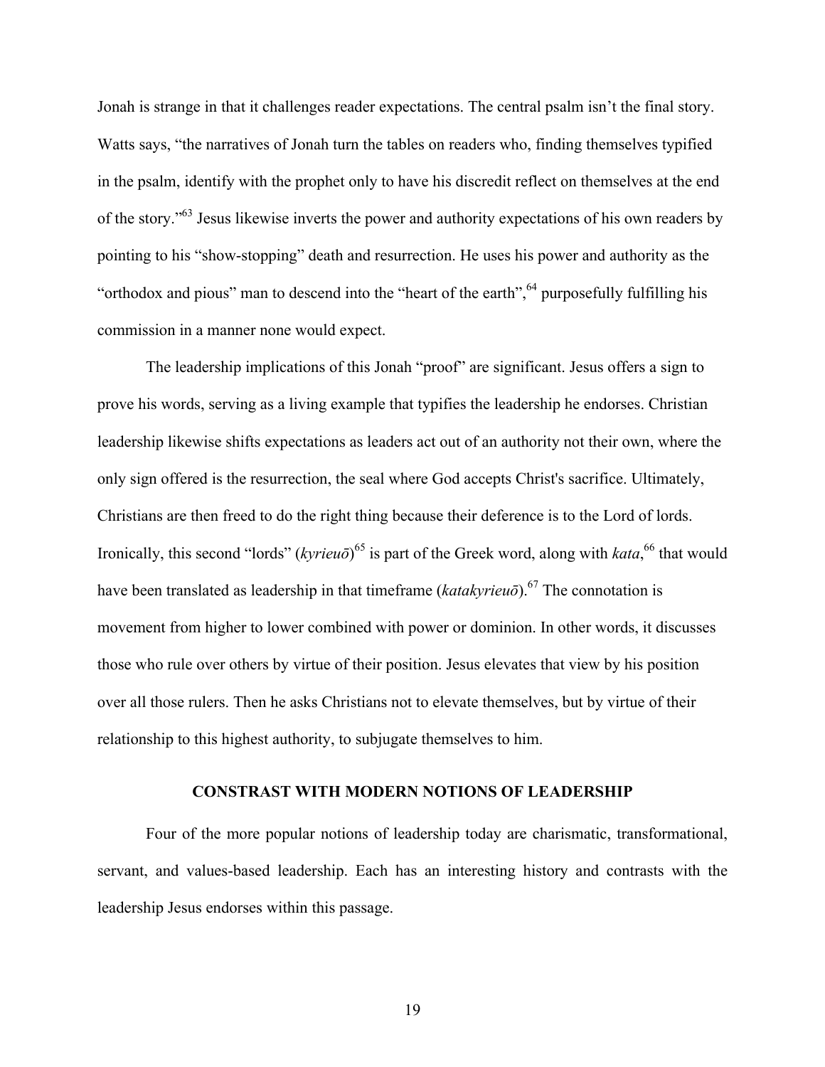Jonah is strange in that it challenges reader expectations. The central psalm isn't the final story. Watts says, "the narratives of Jonah turn the tables on readers who, finding themselves typified in the psalm, identify with the prophet only to have his discredit reflect on themselves at the end of the story."[63] Jesus likewise inverts the power and authority expectations of his own readers by pointing to his "show-stopping" death and resurrection. He uses his power and authority as the "orthodox and pious" man to descend into the "heart of the earth",[64] purposefully fulfilling his commission in a manner none would expect.

The leadership implications of this Jonah "proof" are significant. Jesus offers a sign to prove his words, serving as a living example that typifies the leadership he endorses. Christian leadership likewise shifts expectations as leaders act out of an authority not their own, where the only sign offered is the resurrection, the seal where God accepts Christ's sacrifice. Ultimately, Christians are then freed to do the right thing because their deference is to the Lord of lords. Ironically, this second "lords" (*kyrieuō*)[65] is part of the Greek word, along with *kata*,[66] that would have been translated as leadership in that timeframe (*katakyrieuō*).[67] The connotation is movement from higher to lower combined with power or dominion. In other words, it discusses those who rule over others by virtue of their position. Jesus elevates that view by his position over all those rulers. Then he asks Christians not to elevate themselves, but by virtue of their relationship to this highest authority, to subjugate themselves to him.

## CONSTRAST WITH MODERN NOTIONS OF LEADERSHIP

Four of the more popular notions of leadership today are charismatic, transformational, servant, and values-based leadership. Each has an interesting history and contrasts with the leadership Jesus endorses within this passage.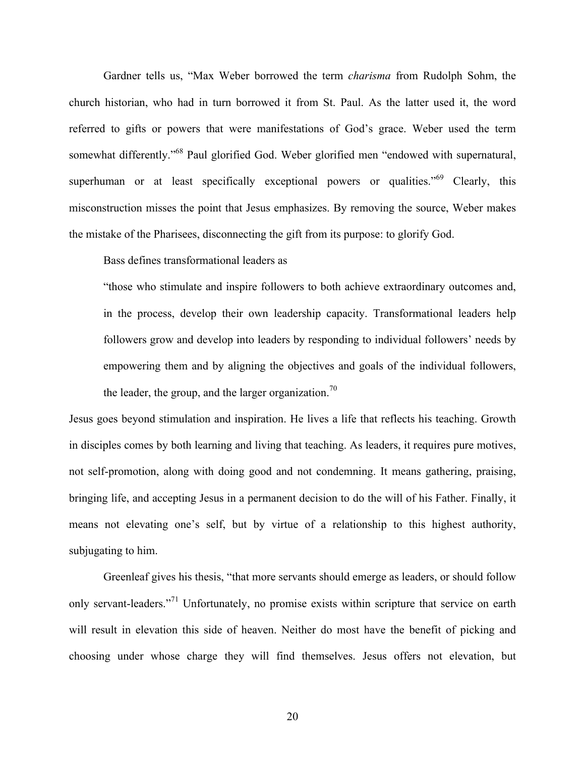Gardner tells us, "Max Weber borrowed the term *charisma* from Rudolph Sohm, the church historian, who had in turn borrowed it from St. Paul. As the latter used it, the word referred to gifts or powers that were manifestations of God's grace. Weber used the term somewhat differently."[68] Paul glorified God. Weber glorified men "endowed with supernatural, superhuman or at least specifically exceptional powers or qualities."[69] Clearly, this misconstruction misses the point that Jesus emphasizes. By removing the source, Weber makes the mistake of the Pharisees, disconnecting the gift from its purpose: to glorify God.

Bass defines transformational leaders as

> "those who stimulate and inspire followers to both achieve extraordinary outcomes and, in the process, develop their own leadership capacity. Transformational leaders help followers grow and develop into leaders by responding to individual followers' needs by empowering them and by aligning the objectives and goals of the individual followers, the leader, the group, and the larger organization.[70]

Jesus goes beyond stimulation and inspiration. He lives a life that reflects his teaching. Growth in disciples comes by both learning and living that teaching. As leaders, it requires pure motives, not self-promotion, along with doing good and not condemning. It means gathering, praising, bringing life, and accepting Jesus in a permanent decision to do the will of his Father. Finally, it means not elevating one's self, but by virtue of a relationship to this highest authority, subjugating to him.

Greenleaf gives his thesis, "that more servants should emerge as leaders, or should follow only servant-leaders."[71] Unfortunately, no promise exists within scripture that service on earth will result in elevation this side of heaven. Neither do most have the benefit of picking and choosing under whose charge they will find themselves. Jesus offers not elevation, but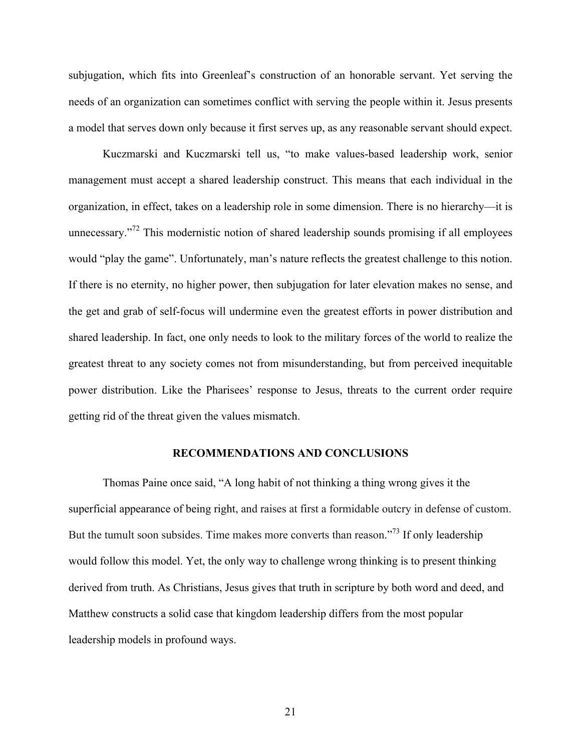subjugation, which fits into Greenleaf's construction of an honorable servant. Yet serving the needs of an organization can sometimes conflict with serving the people within it. Jesus presents a model that serves down only because it first serves up, as any reasonable servant should expect.

Kuczmarski and Kuczmarski tell us, "to make values-based leadership work, senior management must accept a shared leadership construct. This means that each individual in the organization, in effect, takes on a leadership role in some dimension. There is no hierarchy—it is unnecessary."[72] This modernistic notion of shared leadership sounds promising if all employees would "play the game". Unfortunately, man's nature reflects the greatest challenge to this notion. If there is no eternity, no higher power, then subjugation for later elevation makes no sense, and the get and grab of self-focus will undermine even the greatest efforts in power distribution and shared leadership. In fact, one only needs to look to the military forces of the world to realize the greatest threat to any society comes not from misunderstanding, but from perceived inequitable power distribution. Like the Pharisees' response to Jesus, threats to the current order require getting rid of the threat given the values mismatch.

## RECOMMENDATIONS AND CONCLUSIONS

Thomas Paine once said, "A long habit of not thinking a thing wrong gives it the superficial appearance of being right, and raises at first a formidable outcry in defense of custom. But the tumult soon subsides. Time makes more converts than reason."[73] If only leadership would follow this model. Yet, the only way to challenge wrong thinking is to present thinking derived from truth. As Christians, Jesus gives that truth in scripture by both word and deed, and Matthew constructs a solid case that kingdom leadership differs from the most popular leadership models in profound ways.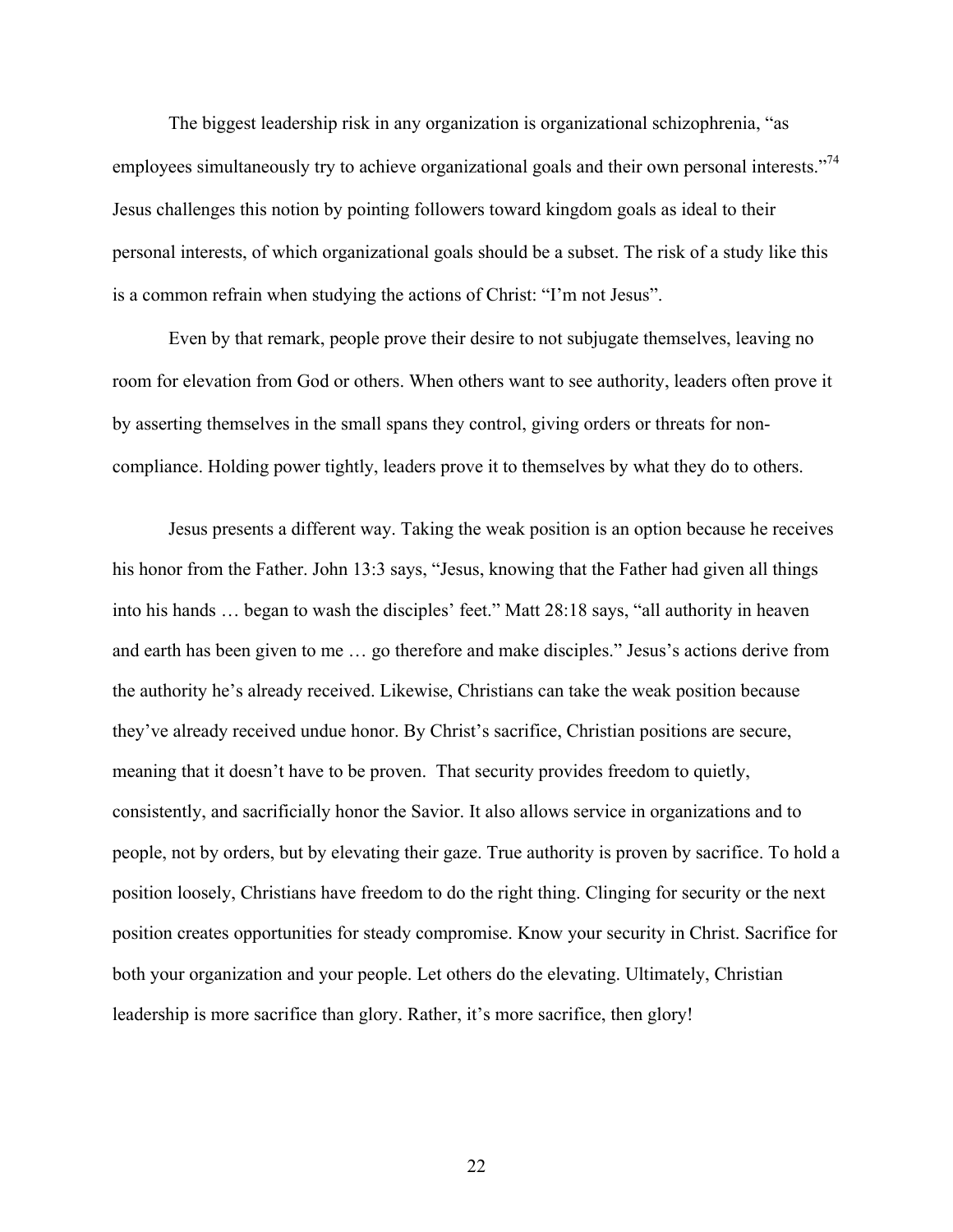The biggest leadership risk in any organization is organizational schizophrenia, "as employees simultaneously try to achieve organizational goals and their own personal interests."[74] Jesus challenges this notion by pointing followers toward kingdom goals as ideal to their personal interests, of which organizational goals should be a subset. The risk of a study like this is a common refrain when studying the actions of Christ: "I'm not Jesus".

Even by that remark, people prove their desire to not subjugate themselves, leaving no room for elevation from God or others. When others want to see authority, leaders often prove it by asserting themselves in the small spans they control, giving orders or threats for non-compliance. Holding power tightly, leaders prove it to themselves by what they do to others.

Jesus presents a different way. Taking the weak position is an option because he receives his honor from the Father. John 13:3 says, "Jesus, knowing that the Father had given all things into his hands … began to wash the disciples' feet." Matt 28:18 says, "all authority in heaven and earth has been given to me … go therefore and make disciples." Jesus's actions derive from the authority he's already received. Likewise, Christians can take the weak position because they've already received undue honor. By Christ's sacrifice, Christian positions are secure, meaning that it doesn't have to be proven. That security provides freedom to quietly, consistently, and sacrificially honor the Savior. It also allows service in organizations and to people, not by orders, but by elevating their gaze. True authority is proven by sacrifice. To hold a position loosely, Christians have freedom to do the right thing. Clinging for security or the next position creates opportunities for steady compromise. Know your security in Christ. Sacrifice for both your organization and your people. Let others do the elevating. Ultimately, Christian leadership is more sacrifice than glory. Rather, it's more sacrifice, then glory!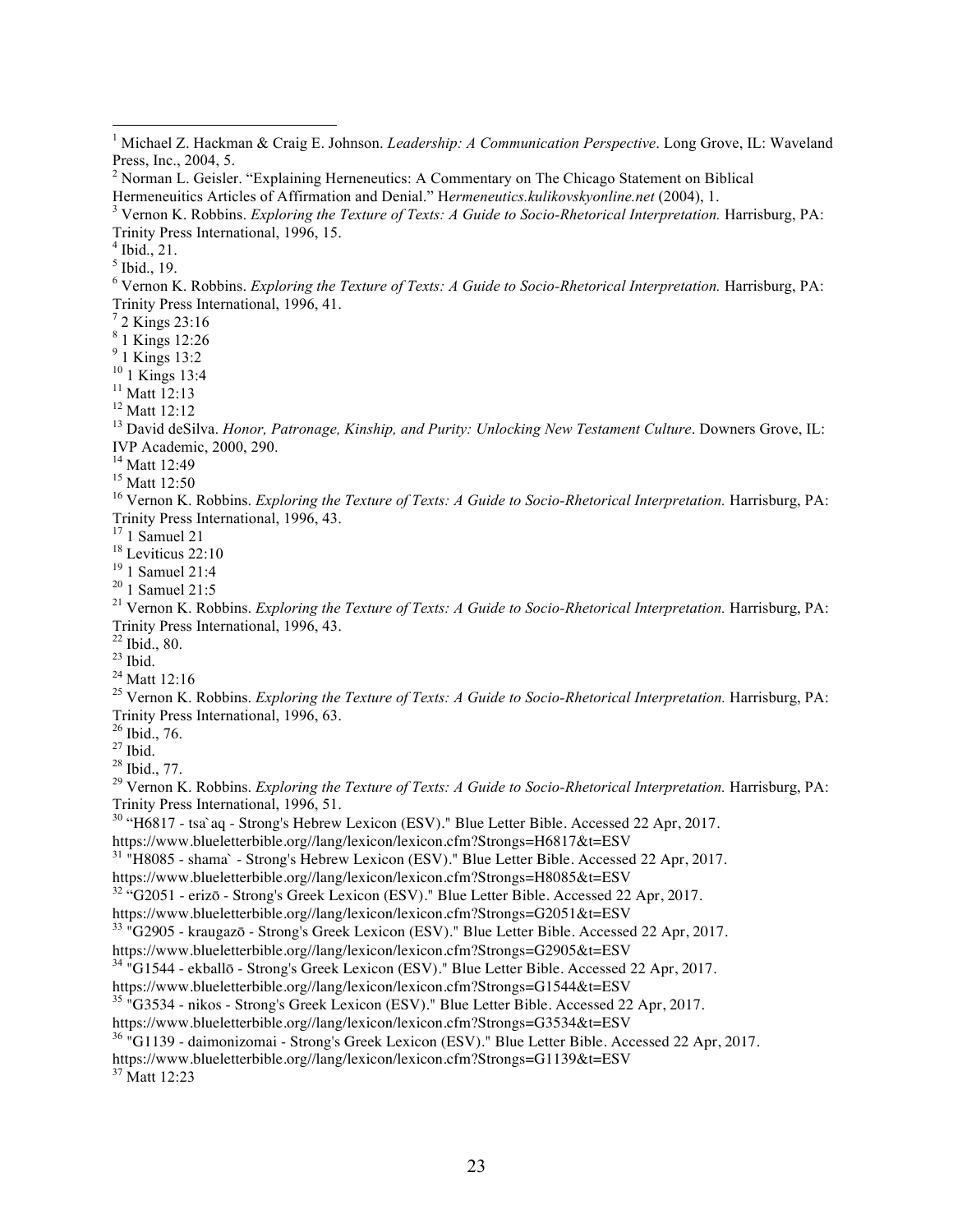[1] Michael Z. Hackman & Craig E. Johnson. *Leadership: A Communication Perspective*. Long Grove, IL: Waveland Press, Inc., 2004, 5.

[2] Norman L. Geisler. "Explaining Herneneutics: A Commentary on The Chicago Statement on Biblical Hermeneuitics Articles of Affirmation and Denial." H*ermeneutics.kulikovskyonline.net* (2004), 1.

[3] Vernon K. Robbins. *Exploring the Texture of Texts: A Guide to Socio-Rhetorical Interpretation.* Harrisburg, PA: Trinity Press International, 1996, 15.

[4] Ibid., 21.

[5] Ibid., 19.

[6] Vernon K. Robbins. *Exploring the Texture of Texts: A Guide to Socio-Rhetorical Interpretation.* Harrisburg, PA: Trinity Press International, 1996, 41.

[7] 2 Kings 23:16

[8] 1 Kings 12:26

[9] 1 Kings 13:2

[10] 1 Kings 13:4

[11] Matt 12:13

[12] Matt 12:12

[13] David deSilva. *Honor, Patronage, Kinship, and Purity: Unlocking New Testament Culture*. Downers Grove, IL: IVP Academic, 2000, 290.

[14] Matt 12:49

[15] Matt 12:50

[16] Vernon K. Robbins. *Exploring the Texture of Texts: A Guide to Socio-Rhetorical Interpretation.* Harrisburg, PA: Trinity Press International, 1996, 43.

[17] 1 Samuel 21

[18] Leviticus 22:10

[19] 1 Samuel 21:4

[20] 1 Samuel 21:5

[21] Vernon K. Robbins. *Exploring the Texture of Texts: A Guide to Socio-Rhetorical Interpretation.* Harrisburg, PA: Trinity Press International, 1996, 43.

[22] Ibid., 80.

[23] Ibid.

[24] Matt 12:16

[25] Vernon K. Robbins. *Exploring the Texture of Texts: A Guide to Socio-Rhetorical Interpretation.* Harrisburg, PA: Trinity Press International, 1996, 63.

[26] Ibid., 76.

[27] Ibid.

[28] Ibid., 77.

[29] Vernon K. Robbins. *Exploring the Texture of Texts: A Guide to Socio-Rhetorical Interpretation.* Harrisburg, PA: Trinity Press International, 1996, 51.

[30] "H6817 - tsa`aq - Strong's Hebrew Lexicon (ESV)." Blue Letter Bible. Accessed 22 Apr, 2017. https://www.blueletterbible.org//lang/lexicon/lexicon.cfm?Strongs=H6817&t=ESV

[31] "H8085 - shama` - Strong's Hebrew Lexicon (ESV)." Blue Letter Bible. Accessed 22 Apr, 2017. https://www.blueletterbible.org//lang/lexicon/lexicon.cfm?Strongs=H8085&t=ESV

[32] "G2051 - erizō - Strong's Greek Lexicon (ESV)." Blue Letter Bible. Accessed 22 Apr, 2017. https://www.blueletterbible.org//lang/lexicon/lexicon.cfm?Strongs=G2051&t=ESV

[33] "G2905 - kraugazō - Strong's Greek Lexicon (ESV)." Blue Letter Bible. Accessed 22 Apr, 2017. https://www.blueletterbible.org//lang/lexicon/lexicon.cfm?Strongs=G2905&t=ESV

[34] "G1544 - ekballō - Strong's Greek Lexicon (ESV)." Blue Letter Bible. Accessed 22 Apr, 2017. https://www.blueletterbible.org//lang/lexicon/lexicon.cfm?Strongs=G1544&t=ESV

[35] "G3534 - nikos - Strong's Greek Lexicon (ESV)." Blue Letter Bible. Accessed 22 Apr, 2017. https://www.blueletterbible.org//lang/lexicon/lexicon.cfm?Strongs=G3534&t=ESV

[36] "G1139 - daimonizomai - Strong's Greek Lexicon (ESV)." Blue Letter Bible. Accessed 22 Apr, 2017. https://www.blueletterbible.org//lang/lexicon/lexicon.cfm?Strongs=G1139&t=ESV

[37] Matt 12:23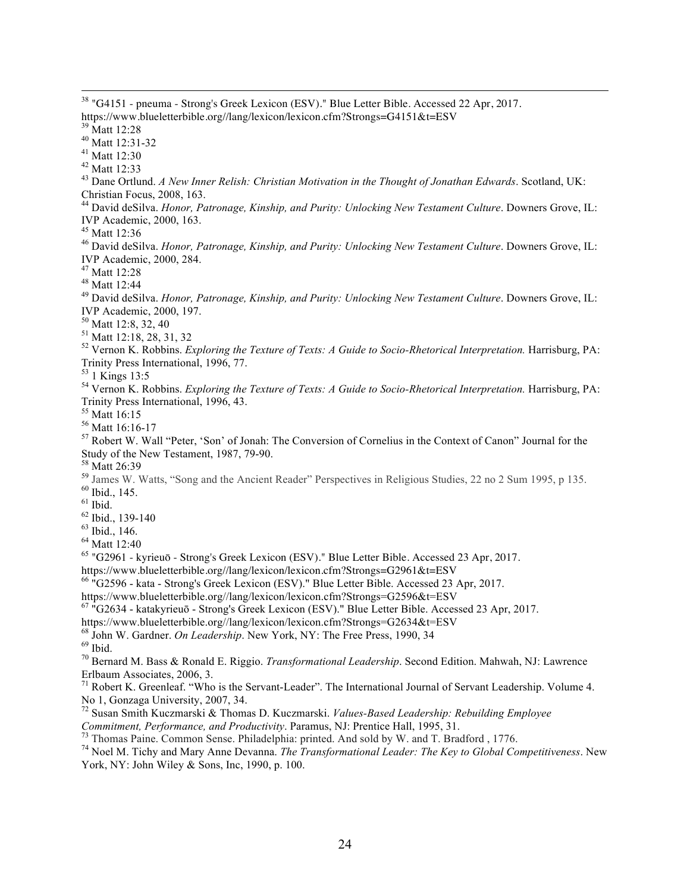[38] "G4151 - pneuma - Strong's Greek Lexicon (ESV)." Blue Letter Bible. Accessed 22 Apr, 2017. https://www.blueletterbible.org//lang/lexicon/lexicon.cfm?Strongs=G4151&t=ESV

[39] Matt 12:28

[40] Matt 12:31-32

[41] Matt 12:30

[42] Matt 12:33

[43] Dane Ortlund. *A New Inner Relish: Christian Motivation in the Thought of Jonathan Edwards*. Scotland, UK: Christian Focus, 2008, 163.

[44] David deSilva. *Honor, Patronage, Kinship, and Purity: Unlocking New Testament Culture*. Downers Grove, IL: IVP Academic, 2000, 163.

[45] Matt 12:36

[46] David deSilva. *Honor, Patronage, Kinship, and Purity: Unlocking New Testament Culture*. Downers Grove, IL: IVP Academic, 2000, 284.

[47] Matt 12:28

[48] Matt 12:44

[49] David deSilva. *Honor, Patronage, Kinship, and Purity: Unlocking New Testament Culture*. Downers Grove, IL: IVP Academic, 2000, 197.

[50] Matt 12:8, 32, 40

[51] Matt 12:18, 28, 31, 32

[52] Vernon K. Robbins. *Exploring the Texture of Texts: A Guide to Socio-Rhetorical Interpretation.* Harrisburg, PA: Trinity Press International, 1996, 77.

[53] 1 Kings 13:5

[54] Vernon K. Robbins. *Exploring the Texture of Texts: A Guide to Socio-Rhetorical Interpretation.* Harrisburg, PA: Trinity Press International, 1996, 43.

[55] Matt 16:15

[56] Matt 16:16-17

[57] Robert W. Wall "Peter, 'Son' of Jonah: The Conversion of Cornelius in the Context of Canon" Journal for the Study of the New Testament, 1987, 79-90.

[58] Matt 26:39

[59] James W. Watts, "Song and the Ancient Reader" Perspectives in Religious Studies, 22 no 2 Sum 1995, p 135.

[60] Ibid., 145.

[61] Ibid.

[62] Ibid., 139-140

[63] Ibid., 146.

[64] Matt 12:40

[65] "G2961 - kyrieuō - Strong's Greek Lexicon (ESV)." Blue Letter Bible. Accessed 23 Apr, 2017. https://www.blueletterbible.org//lang/lexicon/lexicon.cfm?Strongs=G2961&t=ESV

[66] "G2596 - kata - Strong's Greek Lexicon (ESV)." Blue Letter Bible. Accessed 23 Apr, 2017. https://www.blueletterbible.org//lang/lexicon/lexicon.cfm?Strongs=G2596&t=ESV

[67] "G2634 - katakyrieuō - Strong's Greek Lexicon (ESV)." Blue Letter Bible. Accessed 23 Apr, 2017. https://www.blueletterbible.org//lang/lexicon/lexicon.cfm?Strongs=G2634&t=ESV

[68] John W. Gardner. *On Leadership*. New York, NY: The Free Press, 1990, 34

[69] Ibid.

[70] Bernard M. Bass & Ronald E. Riggio. *Transformational Leadership*. Second Edition. Mahwah, NJ: Lawrence Erlbaum Associates, 2006, 3.

[71] Robert K. Greenleaf. "Who is the Servant-Leader". The International Journal of Servant Leadership. Volume 4. No 1, Gonzaga University, 2007, 34.

[72] Susan Smith Kuczmarski & Thomas D. Kuczmarski. *Values-Based Leadership: Rebuilding Employee Commitment, Performance, and Productivity*. Paramus, NJ: Prentice Hall, 1995, 31.

[73] Thomas Paine. Common Sense. Philadelphia: printed. And sold by W. and T. Bradford , 1776.

[74] Noel M. Tichy and Mary Anne Devanna. *The Transformational Leader: The Key to Global Competitiveness*. New York, NY: John Wiley & Sons, Inc, 1990, p. 100.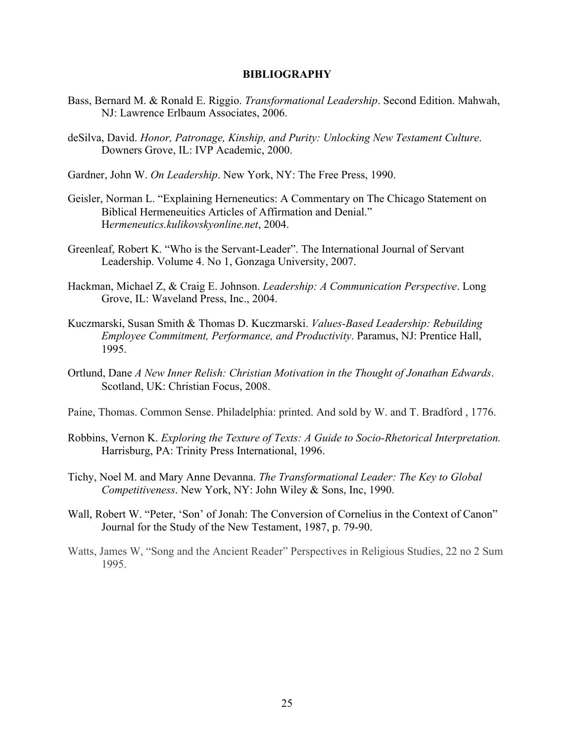**BIBLIOGRAPHY**

Bass, Bernard M. & Ronald E. Riggio. *Transformational Leadership*. Second Edition. Mahwah, NJ: Lawrence Erlbaum Associates, 2006.

deSilva, David. *Honor, Patronage, Kinship, and Purity: Unlocking New Testament Culture*. Downers Grove, IL: IVP Academic, 2000.

Gardner, John W. *On Leadership*. New York, NY: The Free Press, 1990.

Geisler, Norman L. "Explaining Herneneutics: A Commentary on The Chicago Statement on Biblical Hermeneuitics Articles of Affirmation and Denial." H*ermeneutics.kulikovskyonline.net*, 2004.

Greenleaf, Robert K. "Who is the Servant-Leader". The International Journal of Servant Leadership. Volume 4. No 1, Gonzaga University, 2007.

Hackman, Michael Z, & Craig E. Johnson. *Leadership: A Communication Perspective*. Long Grove, IL: Waveland Press, Inc., 2004.

Kuczmarski, Susan Smith & Thomas D. Kuczmarski. *Values-Based Leadership: Rebuilding Employee Commitment, Performance, and Productivity*. Paramus, NJ: Prentice Hall, 1995.

Ortlund, Dane *A New Inner Relish: Christian Motivation in the Thought of Jonathan Edwards*. Scotland, UK: Christian Focus, 2008.

Paine, Thomas. Common Sense. Philadelphia: printed. And sold by W. and T. Bradford , 1776.

Robbins, Vernon K. *Exploring the Texture of Texts: A Guide to Socio-Rhetorical Interpretation.* Harrisburg, PA: Trinity Press International, 1996.

Tichy, Noel M. and Mary Anne Devanna. *The Transformational Leader: The Key to Global Competitiveness*. New York, NY: John Wiley & Sons, Inc, 1990.

Wall, Robert W. "Peter, 'Son' of Jonah: The Conversion of Cornelius in the Context of Canon" Journal for the Study of the New Testament, 1987, p. 79-90.

Watts, James W, "Song and the Ancient Reader" Perspectives in Religious Studies, 22 no 2 Sum 1995.